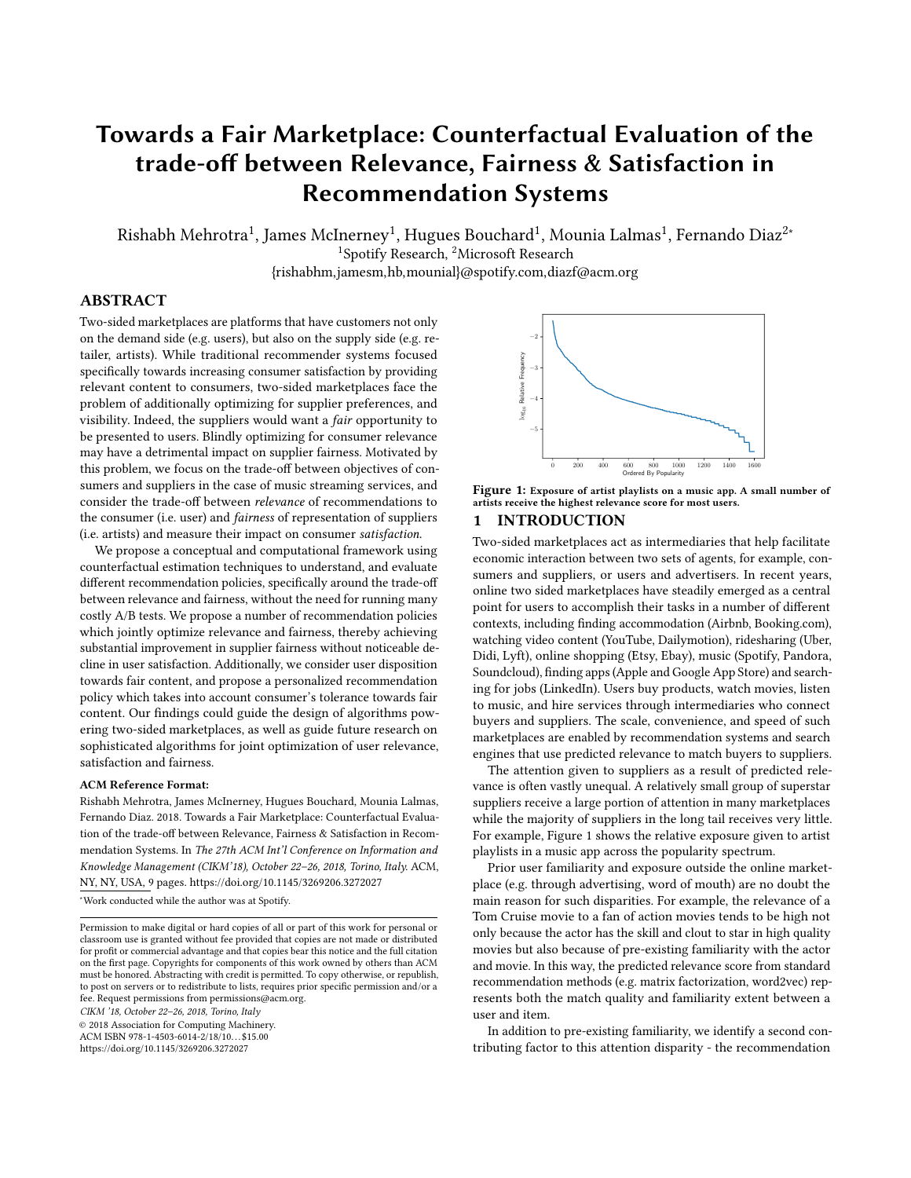# Towards a Fair Marketplace: Counterfactual Evaluation of the trade-off between Relevance, Fairness & Satisfaction in Recommendation Systems

Rishabh Mehrotra[1], James McInerney[1], Hugues Bouchard[1], Mounia Lalmas[1], Fernando Diaz[2*]

[1]Spotify Research, [2]Microsoft Research

{rishabhm,jamesm,hb,mounial}@spotify.com,diazf@acm.org

## ABSTRACT

Two-sided marketplaces are platforms that have customers not only on the demand side (e.g. users), but also on the supply side (e.g. retailer, artists). While traditional recommender systems focused specifically towards increasing consumer satisfaction by providing relevant content to consumers, two-sided marketplaces face the problem of additionally optimizing for supplier preferences, and visibility. Indeed, the suppliers would want a *fair* opportunity to be presented to users. Blindly optimizing for consumer relevance may have a detrimental impact on supplier fairness. Motivated by this problem, we focus on the trade-off between objectives of consumers and suppliers in the case of music streaming services, and consider the trade-off between *relevance* of recommendations to the consumer (i.e. user) and *fairness* of representation of suppliers (i.e. artists) and measure their impact on consumer *satisfaction*.

We propose a conceptual and computational framework using counterfactual estimation techniques to understand, and evaluate different recommendation policies, specifically around the trade-off between relevance and fairness, without the need for running many costly A/B tests. We propose a number of recommendation policies which jointly optimize relevance and fairness, thereby achieving substantial improvement in supplier fairness without noticeable decline in user satisfaction. Additionally, we consider user disposition towards fair content, and propose a personalized recommendation policy which takes into account consumer's tolerance towards fair content. Our findings could guide the design of algorithms powering two-sided marketplaces, as well as guide future research on sophisticated algorithms for joint optimization of user relevance, satisfaction and fairness.

**ACM Reference Format:**

Rishabh Mehrotra, James McInerney, Hugues Bouchard, Mounia Lalmas, Fernando Diaz. 2018. Towards a Fair Marketplace: Counterfactual Evaluation of the trade-off between Relevance, Fairness & Satisfaction in Recommendation Systems. In *The 27th ACM Int'l Conference on Information and Knowledge Management (CIKM'18), October 22–26, 2018, Torino, Italy.* ACM, NY, NY, USA, 9 pages. https://doi.org/10.1145/3269206.3272027

*Work conducted while the author was at Spotify.

Permission to make digital or hard copies of all or part of this work for personal or classroom use is granted without fee provided that copies are not made or distributed for profit or commercial advantage and that copies bear this notice and the full citation on the first page. Copyrights for components of this work owned by others than ACM must be honored. Abstracting with credit is permitted. To copy otherwise, or republish, to post on servers or to redistribute to lists, requires prior specific permission and/or a fee. Request permissions from permissions@acm.org.

*CIKM '18, October 22–26, 2018, Torino, Italy*

© 2018 Association for Computing Machinery.

ACM ISBN 978-1-4503-6014-2/18/10…$15.00

https://doi.org/10.1145/3269206.3272027

$\log_{10}$ Relative Frequency

−2

−3

−4

−5

0 200 400 600 800 1000 1200 1400 1600

Ordered By Popularity

**Figure 1: Exposure of artist playlists on a music app. A small number of artists receive the highest relevance score for most users.**

## 1 INTRODUCTION

Two-sided marketplaces act as intermediaries that help facilitate economic interaction between two sets of agents, for example, consumers and suppliers, or users and advertisers. In recent years, online two sided marketplaces have steadily emerged as a central point for users to accomplish their tasks in a number of different contexts, including finding accommodation (Airbnb, Booking.com), watching video content (YouTube, Dailymotion), ridesharing (Uber, Didi, Lyft), online shopping (Etsy, Ebay), music (Spotify, Pandora, Soundcloud), finding apps (Apple and Google App Store) and searching for jobs (LinkedIn). Users buy products, watch movies, listen to music, and hire services through intermediaries who connect buyers and suppliers. The scale, convenience, and speed of such marketplaces are enabled by recommendation systems and search engines that use predicted relevance to match buyers to suppliers.

The attention given to suppliers as a result of predicted relevance is often vastly unequal. A relatively small group of superstar suppliers receive a large portion of attention in many marketplaces while the majority of suppliers in the long tail receives very little. For example, Figure 1 shows the relative exposure given to artist playlists in a music app across the popularity spectrum.

Prior user familiarity and exposure outside the online marketplace (e.g. through advertising, word of mouth) are no doubt the main reason for such disparities. For example, the relevance of a Tom Cruise movie to a fan of action movies tends to be high not only because the actor has the skill and clout to star in high quality movies but also because of pre-existing familiarity with the actor and movie. In this way, the predicted relevance score from standard recommendation methods (e.g. matrix factorization, word2vec) represents both the match quality and familiarity extent between a user and item.

In addition to pre-existing familiarity, we identify a second contributing factor to this attention disparity - the recommendation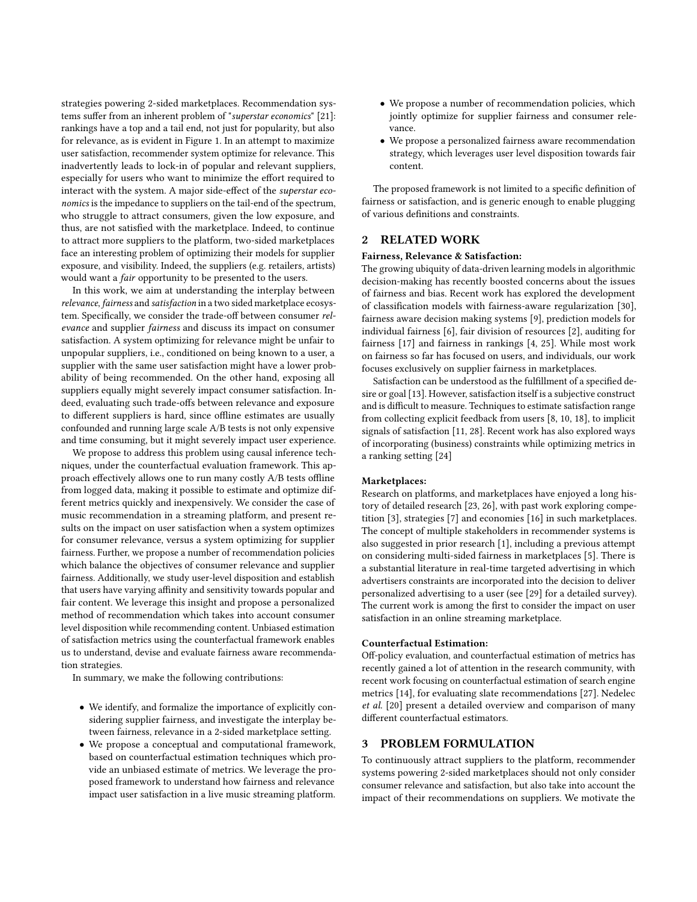strategies powering 2-sided marketplaces. Recommendation systems suffer from an inherent problem of "*superstar economics*" [21]: rankings have a top and a tail end, not just for popularity, but also for relevance, as is evident in Figure 1. In an attempt to maximize user satisfaction, recommender system optimize for relevance. This inadvertently leads to lock-in of popular and relevant suppliers, especially for users who want to minimize the effort required to interact with the system. A major side-effect of the *superstar economics* is the impedance to suppliers on the tail-end of the spectrum, who struggle to attract consumers, given the low exposure, and thus, are not satisfied with the marketplace. Indeed, to continue to attract more suppliers to the platform, two-sided marketplaces face an interesting problem of optimizing their models for supplier exposure, and visibility. Indeed, the suppliers (e.g. retailers, artists) would want a *fair* opportunity to be presented to the users.

In this work, we aim at understanding the interplay between *relevance*, *fairness* and *satisfaction* in a two sided marketplace ecosystem. Specifically, we consider the trade-off between consumer *relevance* and supplier *fairness* and discuss its impact on consumer satisfaction. A system optimizing for relevance might be unfair to unpopular suppliers, i.e., conditioned on being known to a user, a supplier with the same user satisfaction might have a lower probability of being recommended. On the other hand, exposing all suppliers equally might severely impact consumer satisfaction. Indeed, evaluating such trade-offs between relevance and exposure to different suppliers is hard, since offline estimates are usually confounded and running large scale A/B tests is not only expensive and time consuming, but it might severely impact user experience.

We propose to address this problem using causal inference techniques, under the counterfactual evaluation framework. This approach effectively allows one to run many costly A/B tests offline from logged data, making it possible to estimate and optimize different metrics quickly and inexpensively. We consider the case of music recommendation in a streaming platform, and present results on the impact on user satisfaction when a system optimizes for consumer relevance, versus a system optimizing for supplier fairness. Further, we propose a number of recommendation policies which balance the objectives of consumer relevance and supplier fairness. Additionally, we study user-level disposition and establish that users have varying affinity and sensitivity towards popular and fair content. We leverage this insight and propose a personalized method of recommendation which takes into account consumer level disposition while recommending content. Unbiased estimation of satisfaction metrics using the counterfactual framework enables us to understand, devise and evaluate fairness aware recommendation strategies.

In summary, we make the following contributions:

- We identify, and formalize the importance of explicitly considering supplier fairness, and investigate the interplay between fairness, relevance in a 2-sided marketplace setting.
- We propose a conceptual and computational framework, based on counterfactual estimation techniques which provide an unbiased estimate of metrics. We leverage the proposed framework to understand how fairness and relevance impact user satisfaction in a live music streaming platform.
- We propose a number of recommendation policies, which jointly optimize for supplier fairness and consumer relevance.
- We propose a personalized fairness aware recommendation strategy, which leverages user level disposition towards fair content.

The proposed framework is not limited to a specific definition of fairness or satisfaction, and is generic enough to enable plugging of various definitions and constraints.

## 2 RELATED WORK

**Fairness, Relevance & Satisfaction:**

The growing ubiquity of data-driven learning models in algorithmic decision-making has recently boosted concerns about the issues of fairness and bias. Recent work has explored the development of classification models with fairness-aware regularization [30], fairness aware decision making systems [9], prediction models for individual fairness [6], fair division of resources [2], auditing for fairness [17] and fairness in rankings [4, 25]. While most work on fairness so far has focused on users, and individuals, our work focuses exclusively on supplier fairness in marketplaces.

Satisfaction can be understood as the fulfillment of a specified desire or goal [13]. However, satisfaction itself is a subjective construct and is difficult to measure. Techniques to estimate satisfaction range from collecting explicit feedback from users [8, 10, 18], to implicit signals of satisfaction [11, 28]. Recent work has also explored ways of incorporating (business) constraints while optimizing metrics in a ranking setting [24]

**Marketplaces:**

Research on platforms, and marketplaces have enjoyed a long history of detailed research [23, 26], with past work exploring competition [3], strategies [7] and economies [16] in such marketplaces. The concept of multiple stakeholders in recommender systems is also suggested in prior research [1], including a previous attempt on considering multi-sided fairness in marketplaces [5]. There is a substantial literature in real-time targeted advertising in which advertisers constraints are incorporated into the decision to deliver personalized advertising to a user (see [29] for a detailed survey). The current work is among the first to consider the impact on user satisfaction in an online streaming marketplace.

**Counterfactual Estimation:**

Off-policy evaluation, and counterfactual estimation of metrics has recently gained a lot of attention in the research community, with recent work focusing on counterfactual estimation of search engine metrics [14], for evaluating slate recommendations [27]. Nedelec *et al.* [20] present a detailed overview and comparison of many different counterfactual estimators.

## 3 PROBLEM FORMULATION

To continuously attract suppliers to the platform, recommender systems powering 2-sided marketplaces should not only consider consumer relevance and satisfaction, but also take into account the impact of their recommendations on suppliers. We motivate the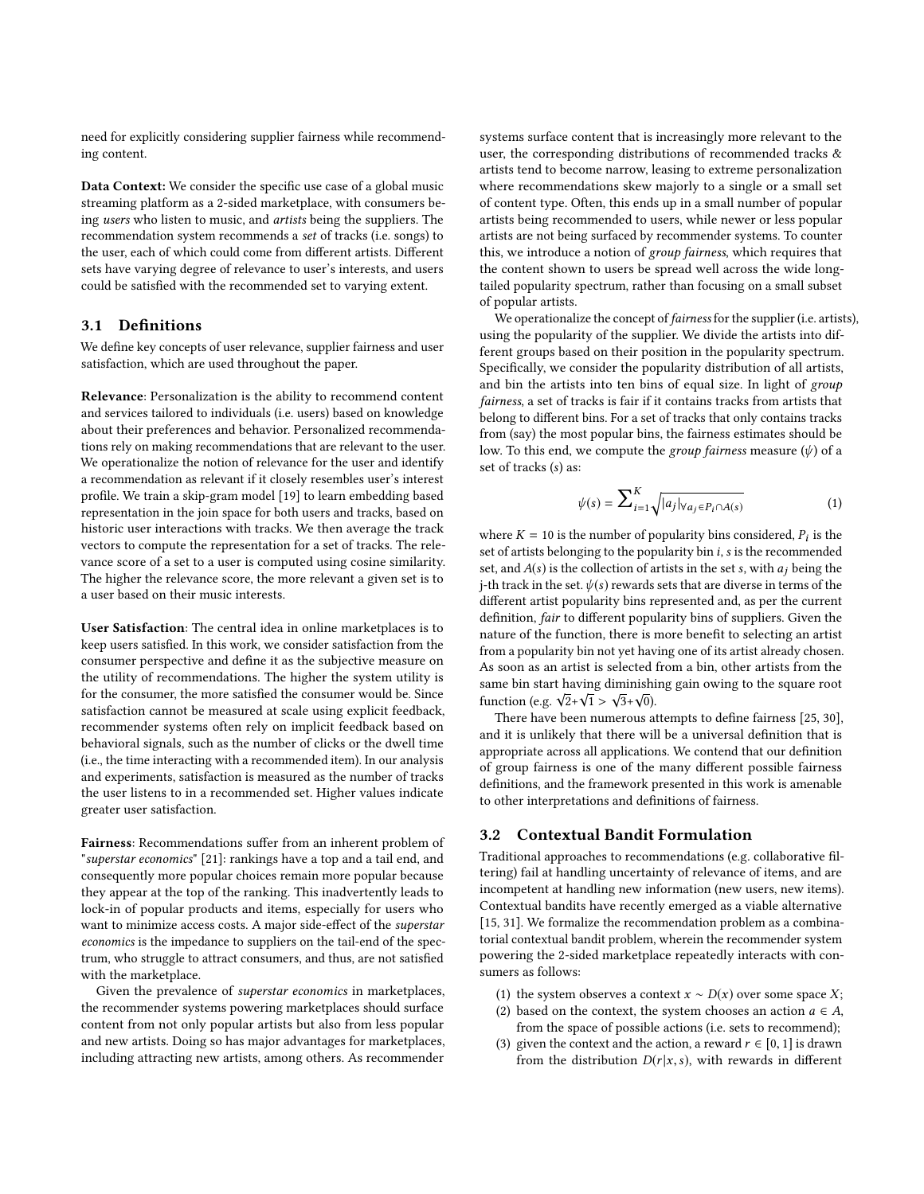need for explicitly considering supplier fairness while recommending content.

**Data Context:** We consider the specific use case of a global music streaming platform as a 2-sided marketplace, with consumers being *users* who listen to music, and *artists* being the suppliers. The recommendation system recommends a *set* of tracks (i.e. songs) to the user, each of which could come from different artists. Different sets have varying degree of relevance to user's interests, and users could be satisfied with the recommended set to varying extent.

### 3.1 Definitions

We define key concepts of user relevance, supplier fairness and user satisfaction, which are used throughout the paper.

**Relevance**: Personalization is the ability to recommend content and services tailored to individuals (i.e. users) based on knowledge about their preferences and behavior. Personalized recommendations rely on making recommendations that are relevant to the user. We operationalize the notion of relevance for the user and identify a recommendation as relevant if it closely resembles user's interest profile. We train a skip-gram model [19] to learn embedding based representation in the join space for both users and tracks, based on historic user interactions with tracks. We then average the track vectors to compute the representation for a set of tracks. The relevance score of a set to a user is computed using cosine similarity. The higher the relevance score, the more relevant a given set is to a user based on their music interests.

**User Satisfaction**: The central idea in online marketplaces is to keep users satisfied. In this work, we consider satisfaction from the consumer perspective and define it as the subjective measure on the utility of recommendations. The higher the system utility is for the consumer, the more satisfied the consumer would be. Since satisfaction cannot be measured at scale using explicit feedback, recommender systems often rely on implicit feedback based on behavioral signals, such as the number of clicks or the dwell time (i.e., the time interacting with a recommended item). In our analysis and experiments, satisfaction is measured as the number of tracks the user listens to in a recommended set. Higher values indicate greater user satisfaction.

**Fairness**: Recommendations suffer from an inherent problem of "*superstar economics*" [21]: rankings have a top and a tail end, and consequently more popular choices remain more popular because they appear at the top of the ranking. This inadvertently leads to lock-in of popular products and items, especially for users who want to minimize access costs. A major side-effect of the *superstar economics* is the impedance to suppliers on the tail-end of the spectrum, who struggle to attract consumers, and thus, are not satisfied with the marketplace.

Given the prevalence of *superstar economics* in marketplaces, the recommender systems powering marketplaces should surface content from not only popular artists but also from less popular and new artists. Doing so has major advantages for marketplaces, including attracting new artists, among others. As recommender systems surface content that is increasingly more relevant to the user, the corresponding distributions of recommended tracks & artists tend to become narrow, leasing to extreme personalization where recommendations skew majorly to a single or a small set of content type. Often, this ends up in a small number of popular artists being recommended to users, while newer or less popular artists are not being surfaced by recommender systems. To counter this, we introduce a notion of *group fairness*, which requires that the content shown to users be spread well across the wide long-tailed popularity spectrum, rather than focusing on a small subset of popular artists.

We operationalize the concept of *fairness* for the supplier (i.e. artists), using the popularity of the supplier. We divide the artists into different groups based on their position in the popularity spectrum. Specifically, we consider the popularity distribution of all artists, and bin the artists into ten bins of equal size. In light of *group fairness*, a set of tracks is fair if it contains tracks from artists that belong to different bins. For a set of tracks that only contains tracks from (say) the most popular bins, the fairness estimates should be low. To this end, we compute the *group fairness* measure ($\psi$) of a set of tracks ($s$) as:

$$\psi(s) = \sum_{i=1}^{K} \sqrt{|a_j|_{\forall a_j \in P_i \cap A(s)}} \tag{1}$$

where $K = 10$ is the number of popularity bins considered, $P_i$ is the set of artists belonging to the popularity bin $i$, $s$ is the recommended set, and $A(s)$ is the collection of artists in the set $s$, with $a_j$ being the j-th track in the set. $\psi(s)$ rewards sets that are diverse in terms of the different artist popularity bins represented and, as per the current definition, *fair* to different popularity bins of suppliers. Given the nature of the function, there is more benefit to selecting an artist from a popularity bin not yet having one of its artist already chosen. As soon as an artist is selected from a bin, other artists from the same bin start having diminishing gain owing to the square root function (e.g. $\sqrt{2}+\sqrt{1} > \sqrt{3}+\sqrt{0}$).

There have been numerous attempts to define fairness [25, 30], and it is unlikely that there will be a universal definition that is appropriate across all applications. We contend that our definition of group fairness is one of the many different possible fairness definitions, and the framework presented in this work is amenable to other interpretations and definitions of fairness.

### 3.2 Contextual Bandit Formulation

Traditional approaches to recommendations (e.g. collaborative filtering) fail at handling uncertainty of relevance of items, and are incompetent at handling new information (new users, new items). Contextual bandits have recently emerged as a viable alternative [15, 31]. We formalize the recommendation problem as a combinatorial contextual bandit problem, wherein the recommender system powering the 2-sided marketplace repeatedly interacts with consumers as follows:

1. the system observes a context $x \sim D(x)$ over some space $X$;
2. based on the context, the system chooses an action $a \in A$, from the space of possible actions (i.e. sets to recommend);
3. given the context and the action, a reward $r \in [0, 1]$ is drawn from the distribution $D(r|x, s)$, with rewards in different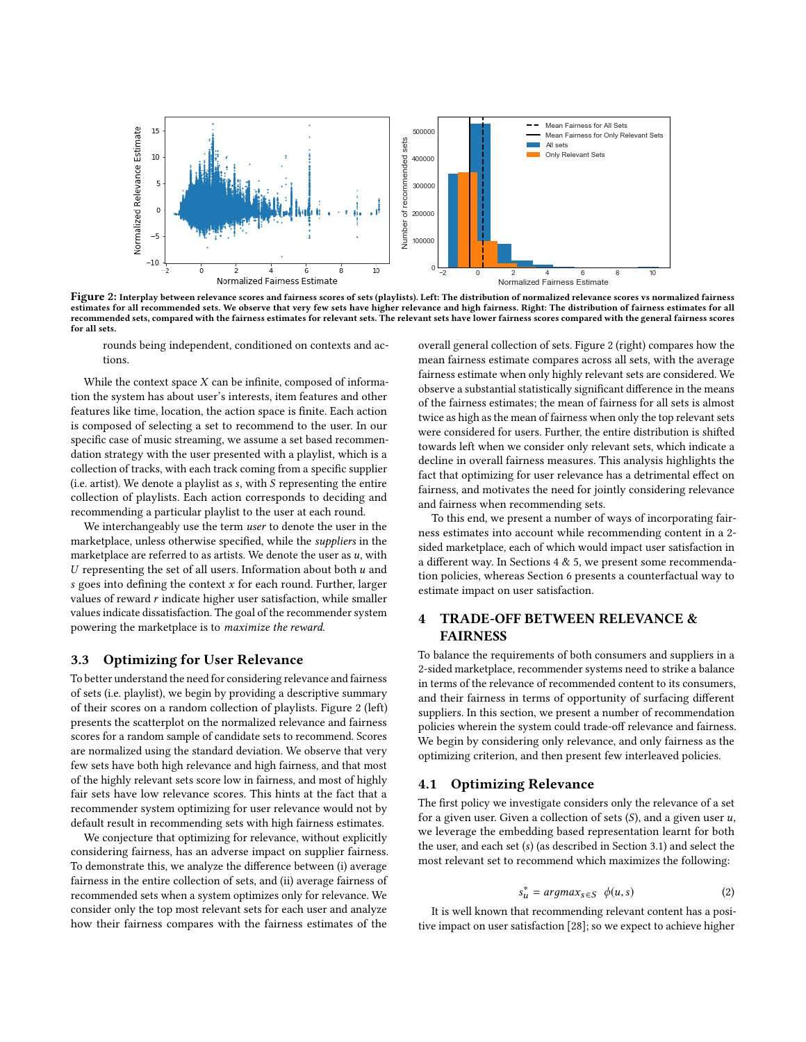**Figure 2: Interplay between relevance scores and fairness scores of sets (playlists). Left: The distribution of normalized relevance scores vs normalized fairness estimates for all recommended sets. We observe that very few sets have higher relevance and high fairness. Right: The distribution of fairness estimates for all recommended sets, compared with the fairness estimates for relevant sets. The relevant sets have lower fairness scores compared with the general fairness scores for all sets.**

rounds being independent, conditioned on contexts and actions.

While the context space $X$ can be infinite, composed of information the system has about user's interests, item features and other features like time, location, the action space is finite. Each action is composed of selecting a set to recommend to the user. In our specific case of music streaming, we assume a set based recommendation strategy with the user presented with a playlist, which is a collection of tracks, with each track coming from a specific supplier (i.e. artist). We denote a playlist as $s$, with $S$ representing the entire collection of playlists. Each action corresponds to deciding and recommending a particular playlist to the user at each round.

We interchangeably use the term *user* to denote the user in the marketplace, unless otherwise specified, while the *suppliers* in the marketplace are referred to as artists. We denote the user as $u$, with $U$ representing the set of all users. Information about both $u$ and $s$ goes into defining the context $x$ for each round. Further, larger values of reward $r$ indicate higher user satisfaction, while smaller values indicate dissatisfaction. The goal of the recommender system powering the marketplace is to *maximize the reward*.

## 3.3 Optimizing for User Relevance

To better understand the need for considering relevance and fairness of sets (i.e. playlist), we begin by providing a descriptive summary of their scores on a random collection of playlists. Figure 2 (left) presents the scatterplot on the normalized relevance and fairness scores for a random sample of candidate sets to recommend. Scores are normalized using the standard deviation. We observe that very few sets have both high relevance and high fairness, and that most of the highly relevant sets score low in fairness, and most of highly fair sets have low relevance scores. This hints at the fact that a recommender system optimizing for user relevance would not by default result in recommending sets with high fairness estimates.

We conjecture that optimizing for relevance, without explicitly considering fairness, has an adverse impact on supplier fairness. To demonstrate this, we analyze the difference between (i) average fairness in the entire collection of sets, and (ii) average fairness of recommended sets when a system optimizes only for relevance. We consider only the top most relevant sets for each user and analyze how their fairness compares with the fairness estimates of the overall general collection of sets. Figure 2 (right) compares how the mean fairness estimate compares across all sets, with the average fairness estimate when only highly relevant sets are considered. We observe a substantial statistically significant difference in the means of the fairness estimates; the mean of fairness for all sets is almost twice as high as the mean of fairness when only the top relevant sets were considered for users. Further, the entire distribution is shifted towards left when we consider only relevant sets, which indicate a decline in overall fairness measures. This analysis highlights the fact that optimizing for user relevance has a detrimental effect on fairness, and motivates the need for jointly considering relevance and fairness when recommending sets.

To this end, we present a number of ways of incorporating fairness estimates into account while recommending content in a 2-sided marketplace, each of which would impact user satisfaction in a different way. In Sections 4 & 5, we present some recommendation policies, whereas Section 6 presents a counterfactual way to estimate impact on user satisfaction.

# 4 TRADE-OFF BETWEEN RELEVANCE & FAIRNESS

To balance the requirements of both consumers and suppliers in a 2-sided marketplace, recommender systems need to strike a balance in terms of the relevance of recommended content to its consumers, and their fairness in terms of opportunity of surfacing different suppliers. In this section, we present a number of recommendation policies wherein the system could trade-off relevance and fairness. We begin by considering only relevance, and only fairness as the optimizing criterion, and then present few interleaved policies.

## 4.1 Optimizing Relevance

The first policy we investigate considers only the relevance of a set for a given user. Given a collection of sets ($S$), and a given user $u$, we leverage the embedding based representation learnt for both the user, and each set ($s$) (as described in Section 3.1) and select the most relevant set to recommend which maximizes the following:

$$s_u^* = argmax_{s \in S} \ \ \phi(u, s) \tag{2}$$

It is well known that recommending relevant content has a positive impact on user satisfaction [28]; so we expect to achieve higher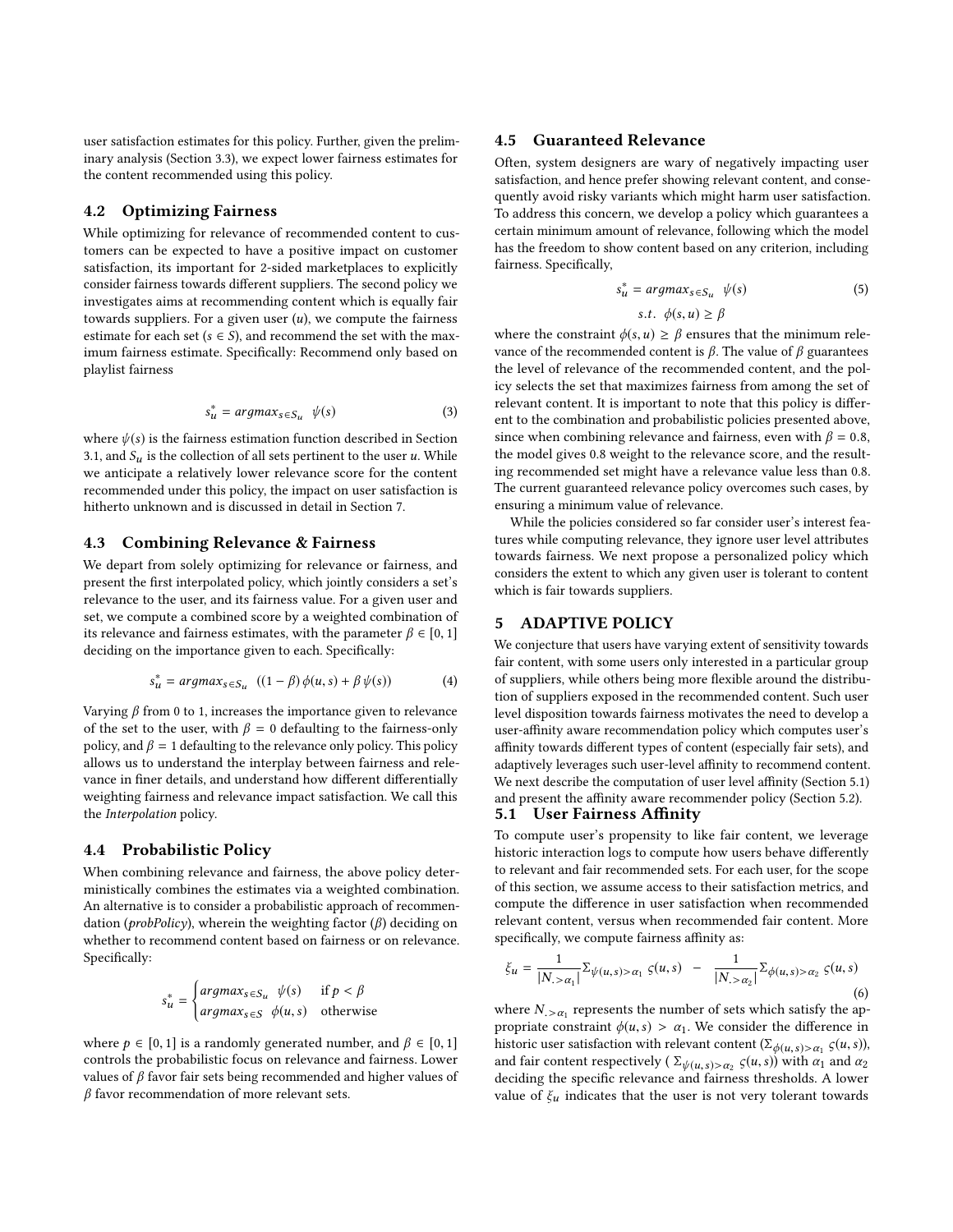user satisfaction estimates for this policy. Further, given the preliminary analysis (Section 3.3), we expect lower fairness estimates for the content recommended using this policy.

## 4.2 Optimizing Fairness

While optimizing for relevance of recommended content to customers can be expected to have a positive impact on customer satisfaction, its important for 2-sided marketplaces to explicitly consider fairness towards different suppliers. The second policy we investigates aims at recommending content which is equally fair towards suppliers. For a given user ($u$), we compute the fairness estimate for each set ($s \in S$), and recommend the set with the maximum fairness estimate. Specifically: Recommend only based on playlist fairness

$$s_u^* = argmax_{s \in S_u} \quad \psi(s) \tag{3}$$

where $\psi(s)$ is the fairness estimation function described in Section 3.1, and $S_u$ is the collection of all sets pertinent to the user $u$. While we anticipate a relatively lower relevance score for the content recommended under this policy, the impact on user satisfaction is hitherto unknown and is discussed in detail in Section 7.

## 4.3 Combining Relevance & Fairness

We depart from solely optimizing for relevance or fairness, and present the first interpolated policy, which jointly considers a set's relevance to the user, and its fairness value. For a given user and set, we compute a combined score by a weighted combination of its relevance and fairness estimates, with the parameter $\beta \in [0, 1]$ deciding on the importance given to each. Specifically:

$$s_u^* = argmax_{s \in S_u} \quad ((1 - \beta)\, \phi(u, s) + \beta\, \psi(s)) \tag{4}$$

Varying $\beta$ from 0 to 1, increases the importance given to relevance of the set to the user, with $\beta = 0$ defaulting to the fairness-only policy, and $\beta = 1$ defaulting to the relevance only policy. This policy allows us to understand the interplay between fairness and relevance in finer details, and understand how different differentially weighting fairness and relevance impact satisfaction. We call this the *Interpolation* policy.

## 4.4 Probabilistic Policy

When combining relevance and fairness, the above policy deterministically combines the estimates via a weighted combination. An alternative is to consider a probabilistic approach of recommendation (*probPolicy*), wherein the weighting factor ($\beta$) deciding on whether to recommend content based on fairness or on relevance. Specifically:

$$s_u^* = \begin{cases} argmax_{s \in S_u} \quad \psi(s) & \text{if } p < \beta \\ argmax_{s \in S} \quad \phi(u, s) & \text{otherwise} \end{cases}$$

where $p \in [0, 1]$ is a randomly generated number, and $\beta \in [0, 1]$ controls the probabilistic focus on relevance and fairness. Lower values of $\beta$ favor fair sets being recommended and higher values of $\beta$ favor recommendation of more relevant sets.

## 4.5 Guaranteed Relevance

Often, system designers are wary of negatively impacting user satisfaction, and hence prefer showing relevant content, and consequently avoid risky variants which might harm user satisfaction. To address this concern, we develop a policy which guarantees a certain minimum amount of relevance, following which the model has the freedom to show content based on any criterion, including fairness. Specifically,

$$s_u^* = argmax_{s \in S_u} \quad \psi(s) \tag{5}$$
$$s.t. \quad \phi(s, u) \geq \beta$$

where the constraint $\phi(s, u) \geq \beta$ ensures that the minimum relevance of the recommended content is $\beta$. The value of $\beta$ guarantees the level of relevance of the recommended content, and the policy selects the set that maximizes fairness from among the set of relevant content. It is important to note that this policy is different to the combination and probabilistic policies presented above, since when combining relevance and fairness, even with $\beta = 0.8$, the model gives 0.8 weight to the relevance score, and the resulting recommended set might have a relevance value less than 0.8. The current guaranteed relevance policy overcomes such cases, by ensuring a minimum value of relevance.

While the policies considered so far consider user's interest features while computing relevance, they ignore user level attributes towards fairness. We next propose a personalized policy which considers the extent to which any given user is tolerant to content which is fair towards suppliers.

# 5 ADAPTIVE POLICY

We conjecture that users have varying extent of sensitivity towards fair content, with some users only interested in a particular group of suppliers, while others being more flexible around the distribution of suppliers exposed in the recommended content. Such user level disposition towards fairness motivates the need to develop a user-affinity aware recommendation policy which computes user's affinity towards different types of content (especially fair sets), and adaptively leverages such user-level affinity to recommend content. We next describe the computation of user level affinity (Section 5.1) and present the affinity aware recommender policy (Section 5.2).

## 5.1 User Fairness Affinity

To compute user's propensity to like fair content, we leverage historic interaction logs to compute how users behave differently to relevant and fair recommended sets. For each user, for the scope of this section, we assume access to their satisfaction metrics, and compute the difference in user satisfaction when recommended relevant content, versus when recommended fair content. More specifically, we compute fairness affinity as:

$$\xi_u = \frac{1}{|N_{\cdot > \alpha_1}|} \Sigma_{\psi(u,s) > \alpha_1}\, \varsigma(u, s) \quad - \quad \frac{1}{|N_{\cdot > \alpha_2}|} \Sigma_{\phi(u,s) > \alpha_2}\, \varsigma(u, s) \tag{6}$$

where $N_{\cdot > \alpha_1}$ represents the number of sets which satisfy the appropriate constraint $\phi(u, s) > \alpha_1$. We consider the difference in historic user satisfaction with relevant content ($\Sigma_{\phi(u,s) > \alpha_1}\, \varsigma(u, s)$), and fair content respectively ( $\Sigma_{\psi(u,s) > \alpha_2}\, \varsigma(u, s)$) with $\alpha_1$ and $\alpha_2$ deciding the specific relevance and fairness thresholds. A lower value of $\xi_u$ indicates that the user is not very tolerant towards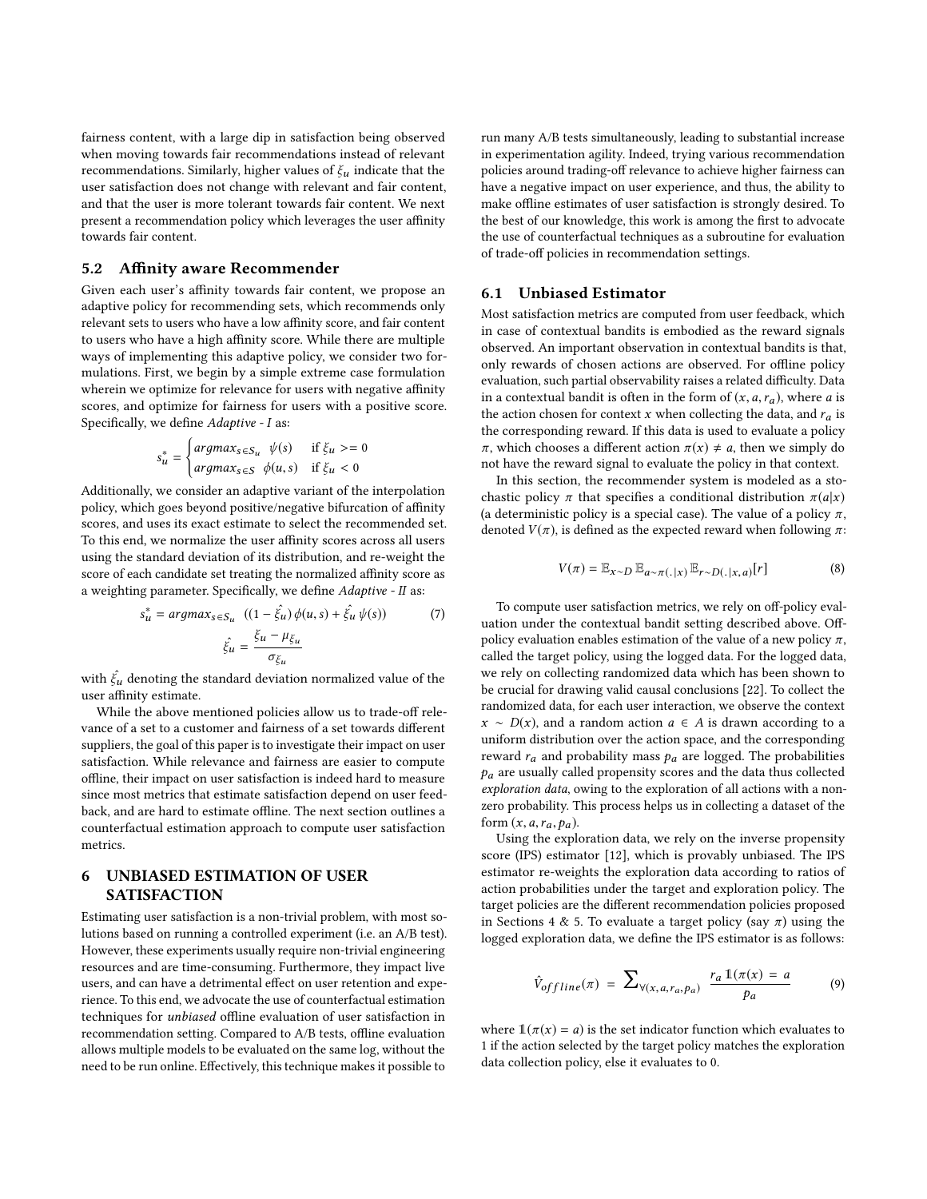fairness content, with a large dip in satisfaction being observed when moving towards fair recommendations instead of relevant recommendations. Similarly, higher values of $\xi_u$ indicate that the user satisfaction does not change with relevant and fair content, and that the user is more tolerant towards fair content. We next present a recommendation policy which leverages the user affinity towards fair content.

## 5.2 Affinity aware Recommender

Given each user's affinity towards fair content, we propose an adaptive policy for recommending sets, which recommends only relevant sets to users who have a low affinity score, and fair content to users who have a high affinity score. While there are multiple ways of implementing this adaptive policy, we consider two formulations. First, we begin by a simple extreme case formulation wherein we optimize for relevance for users with negative affinity scores, and optimize for fairness for users with a positive score. Specifically, we define *Adaptive - I* as:

$$s_u^* = \begin{cases} argmax_{s \in S_u} \;\; \psi(s) & \text{if } \xi_u >= 0 \\ argmax_{s \in S} \;\; \phi(u, s) & \text{if } \xi_u < 0 \end{cases}$$

Additionally, we consider an adaptive variant of the interpolation policy, which goes beyond positive/negative bifurcation of affinity scores, and uses its exact estimate to select the recommended set. To this end, we normalize the user affinity scores across all users using the standard deviation of its distribution, and re-weight the score of each candidate set treating the normalized affinity score as a weighting parameter. Specifically, we define *Adaptive - II* as:

$$s_u^* = argmax_{s \in S_u} \;\; ((1 - \hat{\xi_u})\, \phi(u, s) + \hat{\xi_u}\, \psi(s)) \qquad (7)$$

$$\hat{\xi_u} = \frac{\xi_u - \mu_{\xi_u}}{\sigma_{\xi_u}}$$

with $\hat{\xi_u}$ denoting the standard deviation normalized value of the user affinity estimate.

While the above mentioned policies allow us to trade-off relevance of a set to a customer and fairness of a set towards different suppliers, the goal of this paper is to investigate their impact on user satisfaction. While relevance and fairness are easier to compute offline, their impact on user satisfaction is indeed hard to measure since most metrics that estimate satisfaction depend on user feedback, and are hard to estimate offline. The next section outlines a counterfactual estimation approach to compute user satisfaction metrics.

# 6 UNBIASED ESTIMATION OF USER SATISFACTION

Estimating user satisfaction is a non-trivial problem, with most solutions based on running a controlled experiment (i.e. an A/B test). However, these experiments usually require non-trivial engineering resources and are time-consuming. Furthermore, they impact live users, and can have a detrimental effect on user retention and experience. To this end, we advocate the use of counterfactual estimation techniques for *unbiased* offline evaluation of user satisfaction in recommendation setting. Compared to A/B tests, offline evaluation allows multiple models to be evaluated on the same log, without the need to be run online. Effectively, this technique makes it possible to run many A/B tests simultaneously, leading to substantial increase in experimentation agility. Indeed, trying various recommendation policies around trading-off relevance to achieve higher fairness can have a negative impact on user experience, and thus, the ability to make offline estimates of user satisfaction is strongly desired. To the best of our knowledge, this work is among the first to advocate the use of counterfactual techniques as a subroutine for evaluation of trade-off policies in recommendation settings.

## 6.1 Unbiased Estimator

Most satisfaction metrics are computed from user feedback, which in case of contextual bandits is embodied as the reward signals observed. An important observation in contextual bandits is that, only rewards of chosen actions are observed. For offline policy evaluation, such partial observability raises a related difficulty. Data in a contextual bandit is often in the form of $(x, a, r_a)$, where $a$ is the action chosen for context $x$ when collecting the data, and $r_a$ is the corresponding reward. If this data is used to evaluate a policy $\pi$, which chooses a different action $\pi(x) \neq a$, then we simply do not have the reward signal to evaluate the policy in that context.

In this section, the recommender system is modeled as a stochastic policy $\pi$ that specifies a conditional distribution $\pi(a|x)$ (a deterministic policy is a special case). The value of a policy $\pi$, denoted $V(\pi)$, is defined as the expected reward when following $\pi$:

$$V(\pi) = \mathbb{E}_{x \sim D}\, \mathbb{E}_{a \sim \pi(.|x)}\, \mathbb{E}_{r \sim D(.|x,a)}[r] \qquad (8)$$

To compute user satisfaction metrics, we rely on off-policy evaluation under the contextual bandit setting described above. Off-policy evaluation enables estimation of the value of a new policy $\pi$, called the target policy, using the logged data. For the logged data, we rely on collecting randomized data which has been shown to be crucial for drawing valid causal conclusions [22]. To collect the randomized data, for each user interaction, we observe the context $x \sim D(x)$, and a random action $a \in A$ is drawn according to a uniform distribution over the action space, and the corresponding reward $r_a$ and probability mass $p_a$ are logged. The probabilities $p_a$ are usually called propensity scores and the data thus collected *exploration data*, owing to the exploration of all actions with a non-zero probability. This process helps us in collecting a dataset of the form $(x, a, r_a, p_a)$.

Using the exploration data, we rely on the inverse propensity score (IPS) estimator [12], which is provably unbiased. The IPS estimator re-weights the exploration data according to ratios of action probabilities under the target and exploration policy. The target policies are the different recommendation policies proposed in Sections 4 & 5. To evaluate a target policy (say $\pi$) using the logged exploration data, we define the IPS estimator is as follows:

$$\hat{V}_{offline}(\pi) \;=\; \sum\nolimits_{\forall (x,a,r_a,p_a)} \;\; \frac{r_a\, \mathbb{1}(\pi(x) \;=\; a}{p_a} \qquad (9)$$

where $\mathbb{1}(\pi(x) = a)$ is the set indicator function which evaluates to 1 if the action selected by the target policy matches the exploration data collection policy, else it evaluates to 0.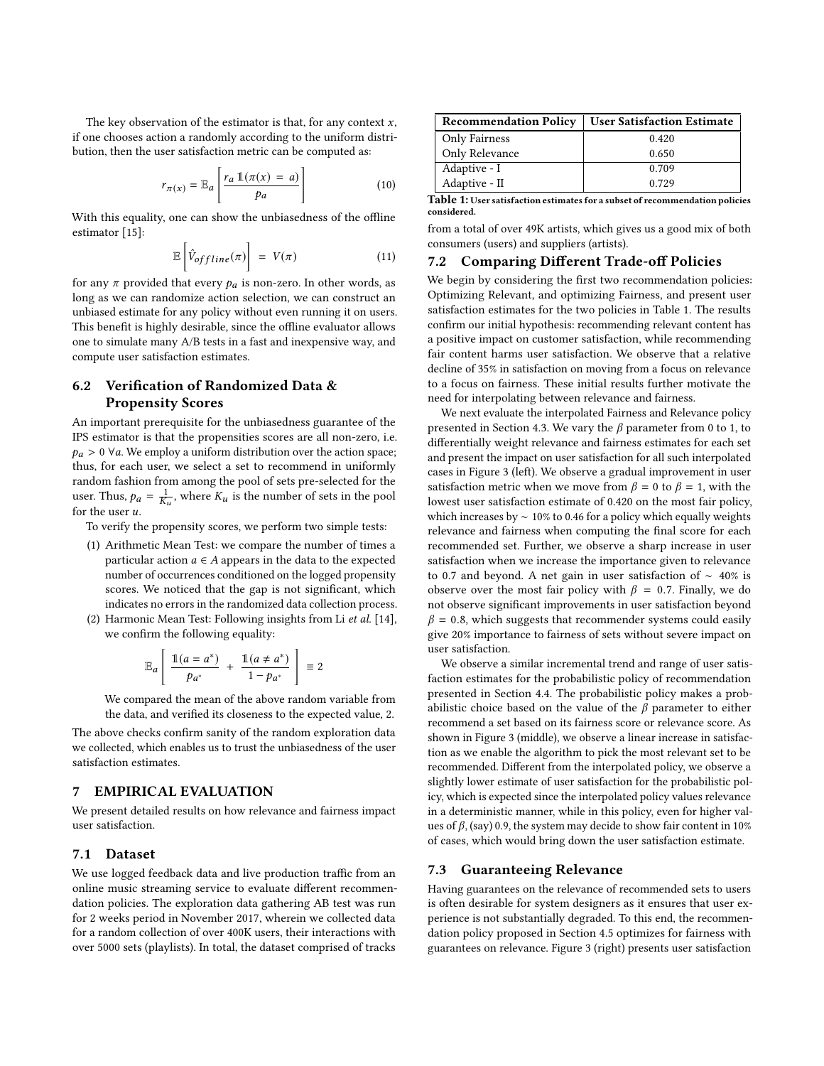The key observation of the estimator is that, for any context $x$, if one chooses action a randomly according to the uniform distribution, then the user satisfaction metric can be computed as:

$$r_{\pi(x)} = \mathbb{E}_a \left[ \frac{r_a \, \mathbb{1}(\pi(x) \, = \, a)}{p_a} \right] \tag{10}$$

With this equality, one can show the unbiasedness of the offline estimator [15]:

$$\mathbb{E}\left[\hat{V}_{offline}(\pi)\right] \; = \; V(\pi) \tag{11}$$

for any $\pi$ provided that every $p_a$ is non-zero. In other words, as long as we can randomize action selection, we can construct an unbiased estimate for any policy without even running it on users. This benefit is highly desirable, since the offline evaluator allows one to simulate many A/B tests in a fast and inexpensive way, and compute user satisfaction estimates.

## 6.2 Verification of Randomized Data & Propensity Scores

An important prerequisite for the unbiasedness guarantee of the IPS estimator is that the propensities scores are all non-zero, i.e. $p_a > 0 \; \forall a$. We employ a uniform distribution over the action space; thus, for each user, we select a set to recommend in uniformly random fashion from among the pool of sets pre-selected for the user. Thus, $p_a = \frac{1}{K_u}$, where $K_u$ is the number of sets in the pool for the user $u$.

To verify the propensity scores, we perform two simple tests:

(1) Arithmetic Mean Test: we compare the number of times a particular action $a \in A$ appears in the data to the expected number of occurrences conditioned on the logged propensity scores. We noticed that the gap is not significant, which indicates no errors in the randomized data collection process.

(2) Harmonic Mean Test: Following insights from Li *et al.* [14], we confirm the following equality:

$$\mathbb{E}_a \left[ \frac{\mathbb{1}(a = a^*)}{p_{a^*}} + \frac{\mathbb{1}(a \neq a^*)}{1 - p_{a^*}} \right] \equiv 2$$

We compared the mean of the above random variable from the data, and verified its closeness to the expected value, 2.

The above checks confirm sanity of the random exploration data we collected, which enables us to trust the unbiasedness of the user satisfaction estimates.

# 7 EMPIRICAL EVALUATION

We present detailed results on how relevance and fairness impact user satisfaction.

## 7.1 Dataset

We use logged feedback data and live production traffic from an online music streaming service to evaluate different recommendation policies. The exploration data gathering AB test was run for 2 weeks period in November 2017, wherein we collected data for a random collection of over 400K users, their interactions with over 5000 sets (playlists). In total, the dataset comprised of tracks from a total of over 49K artists, which gives us a good mix of both consumers (users) and suppliers (artists).

| Recommendation Policy | User Satisfaction Estimate |
|---|---|
| Only Fairness | 0.420 |
| Only Relevance | 0.650 |
| Adaptive - I | 0.709 |
| Adaptive - II | 0.729 |

**Table 1:** User satisfaction estimates for a subset of recommendation policies considered.

## 7.2 Comparing Different Trade-off Policies

We begin by considering the first two recommendation policies: Optimizing Relevant, and optimizing Fairness, and present user satisfaction estimates for the two policies in Table 1. The results confirm our initial hypothesis: recommending relevant content has a positive impact on customer satisfaction, while recommending fair content harms user satisfaction. We observe that a relative decline of 35% in satisfaction on moving from a focus on relevance to a focus on fairness. These initial results further motivate the need for interpolating between relevance and fairness.

We next evaluate the interpolated Fairness and Relevance policy presented in Section 4.3. We vary the $\beta$ parameter from 0 to 1, to differentially weight relevance and fairness estimates for each set and present the impact on user satisfaction for all such interpolated cases in Figure 3 (left). We observe a gradual improvement in user satisfaction metric when we move from $\beta = 0$ to $\beta = 1$, with the lowest user satisfaction estimate of 0.420 on the most fair policy, which increases by $\sim$ 10% to 0.46 for a policy which equally weights relevance and fairness when computing the final score for each recommended set. Further, we observe a sharp increase in user satisfaction when we increase the importance given to relevance to 0.7 and beyond. A net gain in user satisfaction of $\sim$ 40% is observe over the most fair policy with $\beta = 0.7$. Finally, we do not observe significant improvements in user satisfaction beyond $\beta = 0.8$, which suggests that recommender systems could easily give 20% importance to fairness of sets without severe impact on user satisfaction.

We observe a similar incremental trend and range of user satisfaction estimates for the probabilistic policy of recommendation presented in Section 4.4. The probabilistic policy makes a probabilistic choice based on the value of the $\beta$ parameter to either recommend a set based on its fairness score or relevance score. As shown in Figure 3 (middle), we observe a linear increase in satisfaction as we enable the algorithm to pick the most relevant set to be recommended. Different from the interpolated policy, we observe a slightly lower estimate of user satisfaction for the probabilistic policy, which is expected since the interpolated policy values relevance in a deterministic manner, while in this policy, even for higher values of $\beta$, (say) 0.9, the system may decide to show fair content in 10% of cases, which would bring down the user satisfaction estimate.

## 7.3 Guaranteeing Relevance

Having guarantees on the relevance of recommended sets to users is often desirable for system designers as it ensures that user experience is not substantially degraded. To this end, the recommendation policy proposed in Section 4.5 optimizes for fairness with guarantees on relevance. Figure 3 (right) presents user satisfaction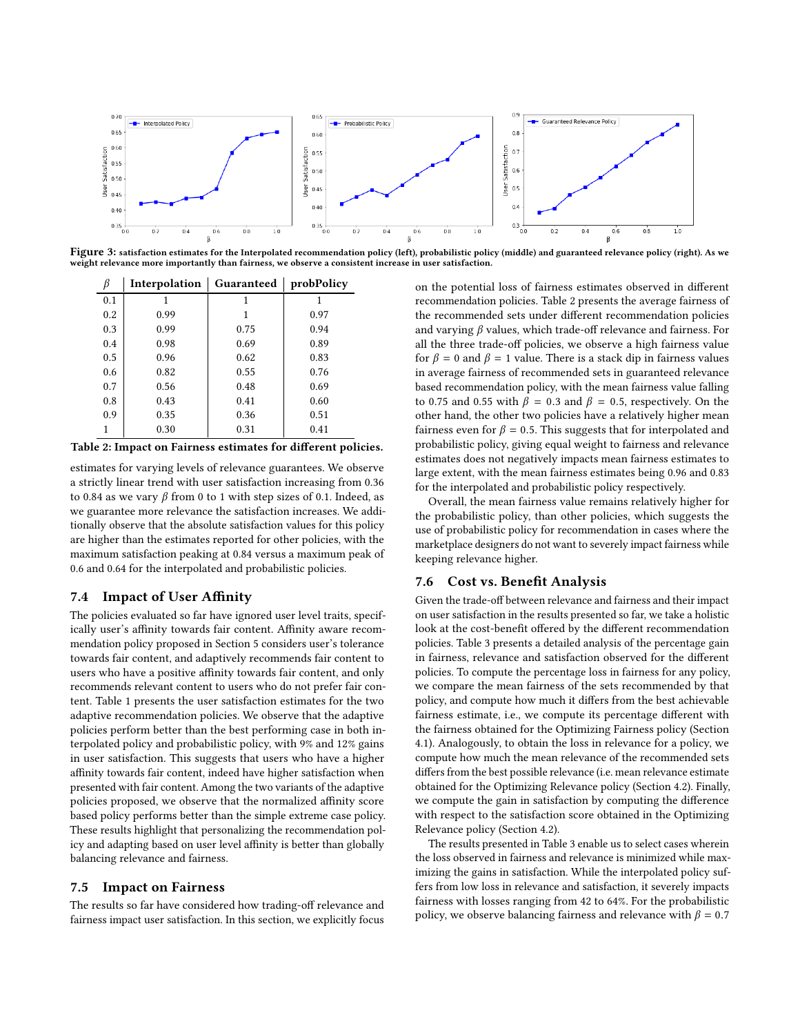**Figure 3:** satisfaction estimates for the Interpolated recommendation policy (left), probabilistic policy (middle) and guaranteed relevance policy (right). As we weight relevance more importantly than fairness, we observe a consistent increase in user satisfaction.

| $\beta$ | Interpolation | Guaranteed | probPolicy |
|---|---|---|---|
| 0.1 | 1 | 1 | 1 |
| 0.2 | 0.99 | 1 | 0.97 |
| 0.3 | 0.99 | 0.75 | 0.94 |
| 0.4 | 0.98 | 0.69 | 0.89 |
| 0.5 | 0.96 | 0.62 | 0.83 |
| 0.6 | 0.82 | 0.55 | 0.76 |
| 0.7 | 0.56 | 0.48 | 0.69 |
| 0.8 | 0.43 | 0.41 | 0.60 |
| 0.9 | 0.35 | 0.36 | 0.51 |
| 1 | 0.30 | 0.31 | 0.41 |

**Table 2: Impact on Fairness estimates for different policies.**

estimates for varying levels of relevance guarantees. We observe a strictly linear trend with user satisfaction increasing from 0.36 to 0.84 as we vary $\beta$ from 0 to 1 with step sizes of 0.1. Indeed, as we guarantee more relevance the satisfaction increases. We additionally observe that the absolute satisfaction values for this policy are higher than the estimates reported for other policies, with the maximum satisfaction peaking at 0.84 versus a maximum peak of 0.6 and 0.64 for the interpolated and probabilistic policies.

## 7.4 Impact of User Affinity

The policies evaluated so far have ignored user level traits, specifically user's affinity towards fair content. Affinity aware recommendation policy proposed in Section 5 considers user's tolerance towards fair content, and adaptively recommends fair content to users who have a positive affinity towards fair content, and only recommends relevant content to users who do not prefer fair content. Table 1 presents the user satisfaction estimates for the two adaptive recommendation policies. We observe that the adaptive policies perform better than the best performing case in both interpolated policy and probabilistic policy, with 9% and 12% gains in user satisfaction. This suggests that users who have a higher affinity towards fair content, indeed have higher satisfaction when presented with fair content. Among the two variants of the adaptive policies proposed, we observe that the normalized affinity score based policy performs better than the simple extreme case policy. These results highlight that personalizing the recommendation policy and adapting based on user level affinity is better than globally balancing relevance and fairness.

## 7.5 Impact on Fairness

The results so far have considered how trading-off relevance and fairness impact user satisfaction. In this section, we explicitly focus on the potential loss of fairness estimates observed in different recommendation policies. Table 2 presents the average fairness of the recommended sets under different recommendation policies and varying $\beta$ values, which trade-off relevance and fairness. For all the three trade-off policies, we observe a high fairness value for $\beta = 0$ and $\beta = 1$ value. There is a stack dip in fairness values in average fairness of recommended sets in guaranteed relevance based recommendation policy, with the mean fairness value falling to 0.75 and 0.55 with $\beta = 0.3$ and $\beta = 0.5$, respectively. On the other hand, the other two policies have a relatively higher mean fairness even for $\beta = 0.5$. This suggests that for interpolated and probabilistic policy, giving equal weight to fairness and relevance estimates does not negatively impacts mean fairness estimates to large extent, with the mean fairness estimates being 0.96 and 0.83 for the interpolated and probabilistic policy respectively.

Overall, the mean fairness value remains relatively higher for the probabilistic policy, than other policies, which suggests the use of probabilistic policy for recommendation in cases where the marketplace designers do not want to severely impact fairness while keeping relevance higher.

## 7.6 Cost vs. Benefit Analysis

Given the trade-off between relevance and fairness and their impact on user satisfaction in the results presented so far, we take a holistic look at the cost-benefit offered by the different recommendation policies. Table 3 presents a detailed analysis of the percentage gain in fairness, relevance and satisfaction observed for the different policies. To compute the percentage loss in fairness for any policy, we compare the mean fairness of the sets recommended by that policy, and compute how much it differs from the best achievable fairness estimate, i.e., we compute its percentage different with the fairness obtained for the Optimizing Fairness policy (Section 4.1). Analogously, to obtain the loss in relevance for a policy, we compute how much the mean relevance of the recommended sets differs from the best possible relevance (i.e. mean relevance estimate obtained for the Optimizing Relevance policy (Section 4.2). Finally, we compute the gain in satisfaction by computing the difference with respect to the satisfaction score obtained in the Optimizing Relevance policy (Section 4.2).

The results presented in Table 3 enable us to select cases wherein the loss observed in fairness and relevance is minimized while maximizing the gains in satisfaction. While the interpolated policy suffers from low loss in relevance and satisfaction, it severely impacts fairness with losses ranging from 42 to 64%. For the probabilistic policy, we observe balancing fairness and relevance with $\beta = 0.7$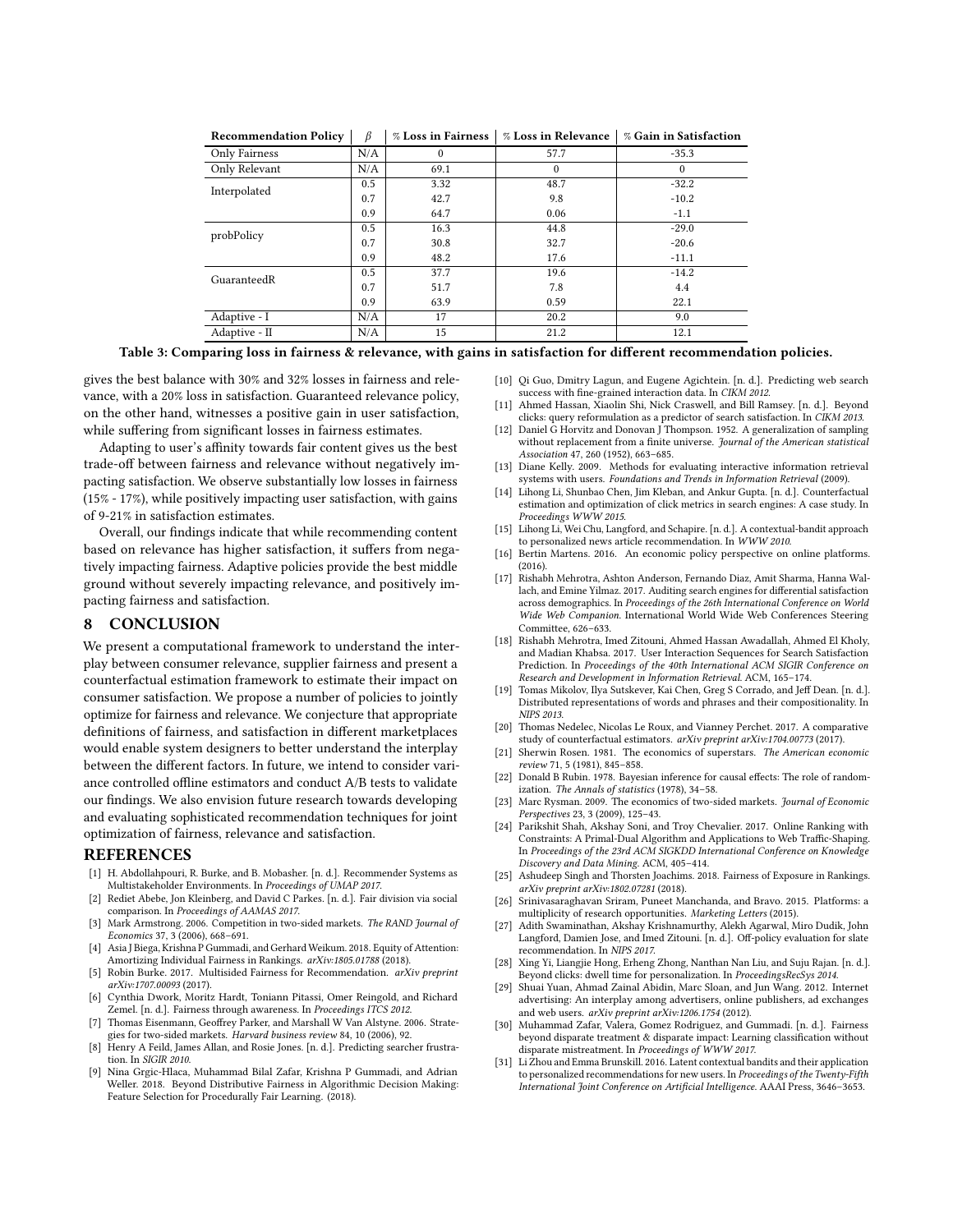| Recommendation Policy | $\beta$ | % Loss in Fairness | % Loss in Relevance | % Gain in Satisfaction |
|---|---|---|---|---|
| Only Fairness | N/A | 0 | 57.7 | -35.3 |
| Only Relevant | N/A | 69.1 | 0 | 0 |
| Interpolated | 0.5 | 3.32 | 48.7 | -32.2 |
| | 0.7 | 42.7 | 9.8 | -10.2 |
| | 0.9 | 64.7 | 0.06 | -1.1 |
| probPolicy | 0.5 | 16.3 | 44.8 | -29.0 |
| | 0.7 | 30.8 | 32.7 | -20.6 |
| | 0.9 | 48.2 | 17.6 | -11.1 |
| GuaranteedR | 0.5 | 37.7 | 19.6 | -14.2 |
| | 0.7 | 51.7 | 7.8 | 4.4 |
| | 0.9 | 63.9 | 0.59 | 22.1 |
| Adaptive - I | N/A | 17 | 20.2 | 9.0 |
| Adaptive - II | N/A | 15 | 21.2 | 12.1 |

**Table 3: Comparing loss in fairness & relevance, with gains in satisfaction for different recommendation policies.**

gives the best balance with 30% and 32% losses in fairness and relevance, with a 20% loss in satisfaction. Guaranteed relevance policy, on the other hand, witnesses a positive gain in user satisfaction, while suffering from significant losses in fairness estimates.

Adapting to user's affinity towards fair content gives us the best trade-off between fairness and relevance without negatively impacting satisfaction. We observe substantially low losses in fairness (15% - 17%), while positively impacting user satisfaction, with gains of 9-21% in satisfaction estimates.

Overall, our findings indicate that while recommending content based on relevance has higher satisfaction, it suffers from negatively impacting fairness. Adaptive policies provide the best middle ground without severely impacting relevance, and positively impacting fairness and satisfaction.

## 8 CONCLUSION

We present a computational framework to understand the interplay between consumer relevance, supplier fairness and present a counterfactual estimation framework to estimate their impact on consumer satisfaction. We propose a number of policies to jointly optimize for fairness and relevance. We conjecture that appropriate definitions of fairness, and satisfaction in different marketplaces would enable system designers to better understand the interplay between the different factors. In future, we intend to consider variance controlled offline estimators and conduct A/B tests to validate our findings. We also envision future research towards developing and evaluating sophisticated recommendation techniques for joint optimization of fairness, relevance and satisfaction.

## REFERENCES

[1] H. Abdollahpouri, R. Burke, and B. Mobasher. [n. d.]. Recommender Systems as Multistakeholder Environments. In *Proceedings of UMAP 2017*.

[2] Rediet Abebe, Jon Kleinberg, and David C Parkes. [n. d.]. Fair division via social comparison. In *Proceedings of AAMAS 2017*.

[3] Mark Armstrong. 2006. Competition in two-sided markets. *The RAND Journal of Economics* 37, 3 (2006), 668–691.

[4] Asia J Biega, Krishna P Gummadi, and Gerhard Weikum. 2018. Equity of Attention: Amortizing Individual Fairness in Rankings. *arXiv:1805.01788* (2018).

[5] Robin Burke. 2017. Multisided Fairness for Recommendation. *arXiv preprint arXiv:1707.00093* (2017).

[6] Cynthia Dwork, Moritz Hardt, Toniann Pitassi, Omer Reingold, and Richard Zemel. [n. d.]. Fairness through awareness. In *Proceedings ITCS 2012*.

[7] Thomas Eisenmann, Geoffrey Parker, and Marshall W Van Alstyne. 2006. Strategies for two-sided markets. *Harvard business review* 84, 10 (2006), 92.

[8] Henry A Feild, James Allan, and Rosie Jones. [n. d.]. Predicting searcher frustration. In *SIGIR 2010*.

[9] Nina Grgic-Hlaca, Muhammad Bilal Zafar, Krishna P Gummadi, and Adrian Weller. 2018. Beyond Distributive Fairness in Algorithmic Decision Making: Feature Selection for Procedurally Fair Learning. (2018).

[10] Qi Guo, Dmitry Lagun, and Eugene Agichtein. [n. d.]. Predicting web search success with fine-grained interaction data. In *CIKM 2012*.

[11] Ahmed Hassan, Xiaolin Shi, Nick Craswell, and Bill Ramsey. [n. d.]. Beyond clicks: query reformulation as a predictor of search satisfaction. In *CIKM 2013*.

[12] Daniel G Horvitz and Donovan J Thompson. 1952. A generalization of sampling without replacement from a finite universe. *Journal of the American statistical Association* 47, 260 (1952), 663–685.

[13] Diane Kelly. 2009. Methods for evaluating interactive information retrieval systems with users. *Foundations and Trends in Information Retrieval* (2009).

[14] Lihong Li, Shunbao Chen, Jim Kleban, and Ankur Gupta. [n. d.]. Counterfactual estimation and optimization of click metrics in search engines: A case study. In *Proceedings WWW 2015*.

[15] Lihong Li, Wei Chu, Langford, and Schapire. [n. d.]. A contextual-bandit approach to personalized news article recommendation. In *WWW 2010*.

[16] Bertin Martens. 2016. An economic policy perspective on online platforms. (2016).

[17] Rishabh Mehrotra, Ashton Anderson, Fernando Diaz, Amit Sharma, Hanna Wallach, and Emine Yilmaz. 2017. Auditing search engines for differential satisfaction across demographics. In *Proceedings of the 26th International Conference on World Wide Web Companion*. International World Wide Web Conferences Steering Committee, 626–633.

[18] Rishabh Mehrotra, Imed Zitouni, Ahmed Hassan Awadallah, Ahmed El Kholy, and Madian Khabsa. 2017. User Interaction Sequences for Search Satisfaction Prediction. In *Proceedings of the 40th International ACM SIGIR Conference on Research and Development in Information Retrieval*. ACM, 165–174.

[19] Tomas Mikolov, Ilya Sutskever, Kai Chen, Greg S Corrado, and Jeff Dean. [n. d.]. Distributed representations of words and phrases and their compositionality. In *NIPS 2013*.

[20] Thomas Nedelec, Nicolas Le Roux, and Vianney Perchet. 2017. A comparative study of counterfactual estimators. *arXiv preprint arXiv:1704.00773* (2017).

[21] Sherwin Rosen. 1981. The economics of superstars. *The American economic review* 71, 5 (1981), 845–858.

[22] Donald B Rubin. 1978. Bayesian inference for causal effects: The role of randomization. *The Annals of statistics* (1978), 34–58.

[23] Marc Rysman. 2009. The economics of two-sided markets. *Journal of Economic Perspectives* 23, 3 (2009), 125–43.

[24] Parikshit Shah, Akshay Soni, and Troy Chevalier. 2017. Online Ranking with Constraints: A Primal-Dual Algorithm and Applications to Web Traffic-Shaping. In *Proceedings of the 23rd ACM SIGKDD International Conference on Knowledge Discovery and Data Mining*. ACM, 405–414.

[25] Ashudeep Singh and Thorsten Joachims. 2018. Fairness of Exposure in Rankings. *arXiv preprint arXiv:1802.07281* (2018).

[26] Srinivasaraghavan Sriram, Puneet Manchanda, and Bravo. 2015. Platforms: a multiplicity of research opportunities. *Marketing Letters* (2015).

[27] Adith Swaminathan, Akshay Krishnamurthy, Alekh Agarwal, Miro Dudik, John Langford, Damien Jose, and Imed Zitouni. [n. d.]. Off-policy evaluation for slate recommendation. In *NIPS 2017*.

[28] Xing Yi, Liangjie Hong, Erheng Zhong, Nanthan Nan Liu, and Suju Rajan. [n. d.]. Beyond clicks: dwell time for personalization. In *ProceedingsRecSys 2014*.

[29] Shuai Yuan, Ahmad Zainal Abidin, Marc Sloan, and Jun Wang. 2012. Internet advertising: An interplay among advertisers, online publishers, ad exchanges and web users. *arXiv preprint arXiv:1206.1754* (2012).

[30] Muhammad Zafar, Valera, Gomez Rodriguez, and Gummadi. [n. d.]. Fairness beyond disparate treatment & disparate impact: Learning classification without disparate mistreatment. In *Proceedings of WWW 2017*.

[31] Li Zhou and Emma Brunskill. 2016. Latent contextual bandits and their application to personalized recommendations for new users. In *Proceedings of the Twenty-Fifth International Joint Conference on Artificial Intelligence*. AAAI Press, 3646–3653.